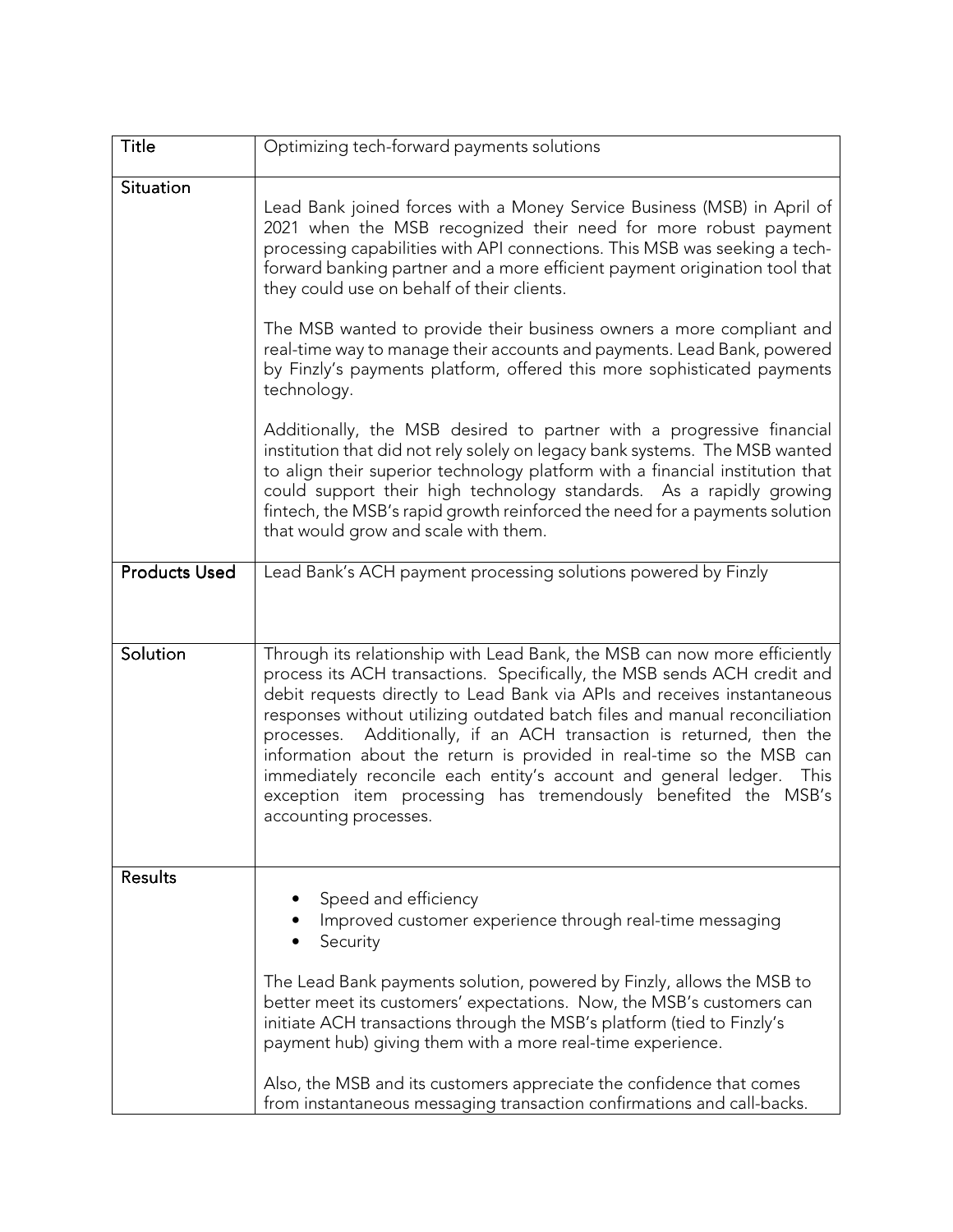| Title | Optimizing tech-forward payments solutions |
| --- | --- |
| Situation | Lead Bank joined forces with a Money Service Business (MSB) in April of 2021 when the MSB recognized their need for more robust payment processing capabilities with API connections. This MSB was seeking a tech-forward banking partner and a more efficient payment origination tool that they could use on behalf of their clients.<br><br>The MSB wanted to provide their business owners a more compliant and real-time way to manage their accounts and payments. Lead Bank, powered by Finzly's payments platform, offered this more sophisticated payments technology.<br><br>Additionally, the MSB desired to partner with a progressive financial institution that did not rely solely on legacy bank systems. The MSB wanted to align their superior technology platform with a financial institution that could support their high technology standards. As a rapidly growing fintech, the MSB's rapid growth reinforced the need for a payments solution that would grow and scale with them. |
| Products Used | Lead Bank's ACH payment processing solutions powered by Finzly |
| Solution | Through its relationship with Lead Bank, the MSB can now more efficiently process its ACH transactions. Specifically, the MSB sends ACH credit and debit requests directly to Lead Bank via APIs and receives instantaneous responses without utilizing outdated batch files and manual reconciliation processes. Additionally, if an ACH transaction is returned, then the information about the return is provided in real-time so the MSB can immediately reconcile each entity's account and general ledger. This exception item processing has tremendously benefited the MSB's accounting processes. |
| Results | • Speed and efficiency<br>• Improved customer experience through real-time messaging<br>• Security<br><br>The Lead Bank payments solution, powered by Finzly, allows the MSB to better meet its customers' expectations. Now, the MSB's customers can initiate ACH transactions through the MSB's platform (tied to Finzly's payment hub) giving them with a more real-time experience.<br><br>Also, the MSB and its customers appreciate the confidence that comes from instantaneous messaging transaction confirmations and call-backs. |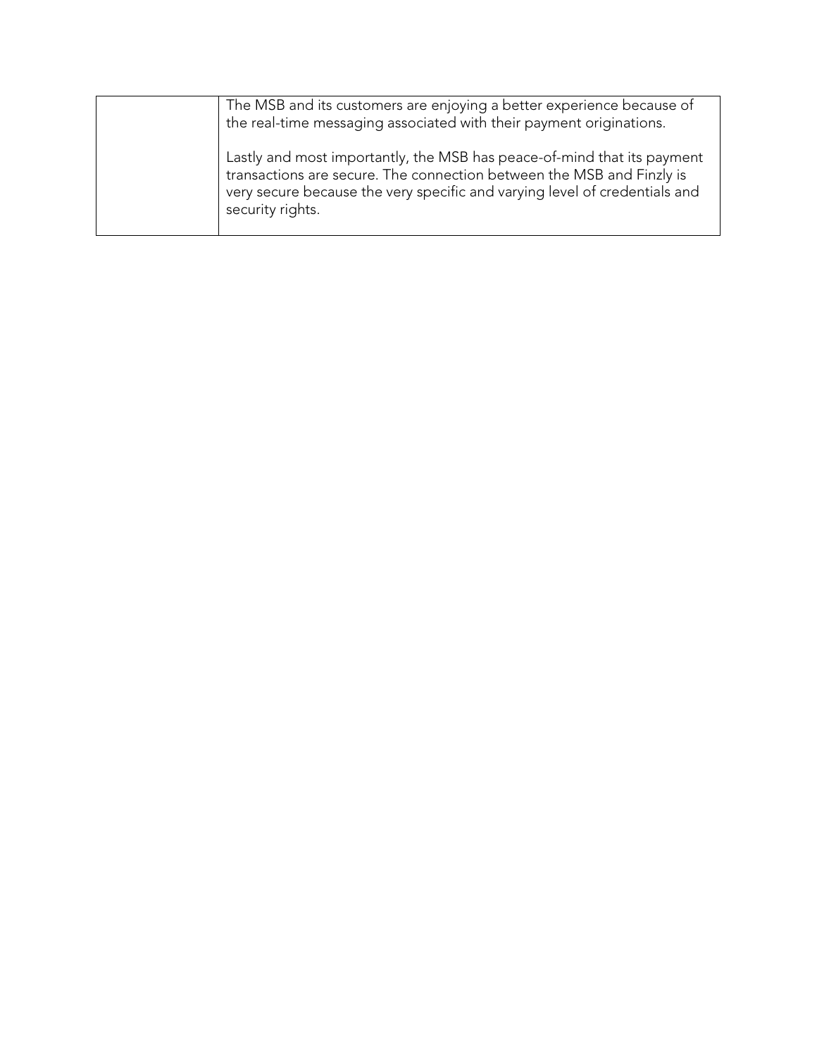| | |
|---|---|
| | The MSB and its customers are enjoying a better experience because of the real-time messaging associated with their payment originations.<br><br>Lastly and most importantly, the MSB has peace-of-mind that its payment transactions are secure. The connection between the MSB and Finzly is very secure because the very specific and varying level of credentials and security rights. |